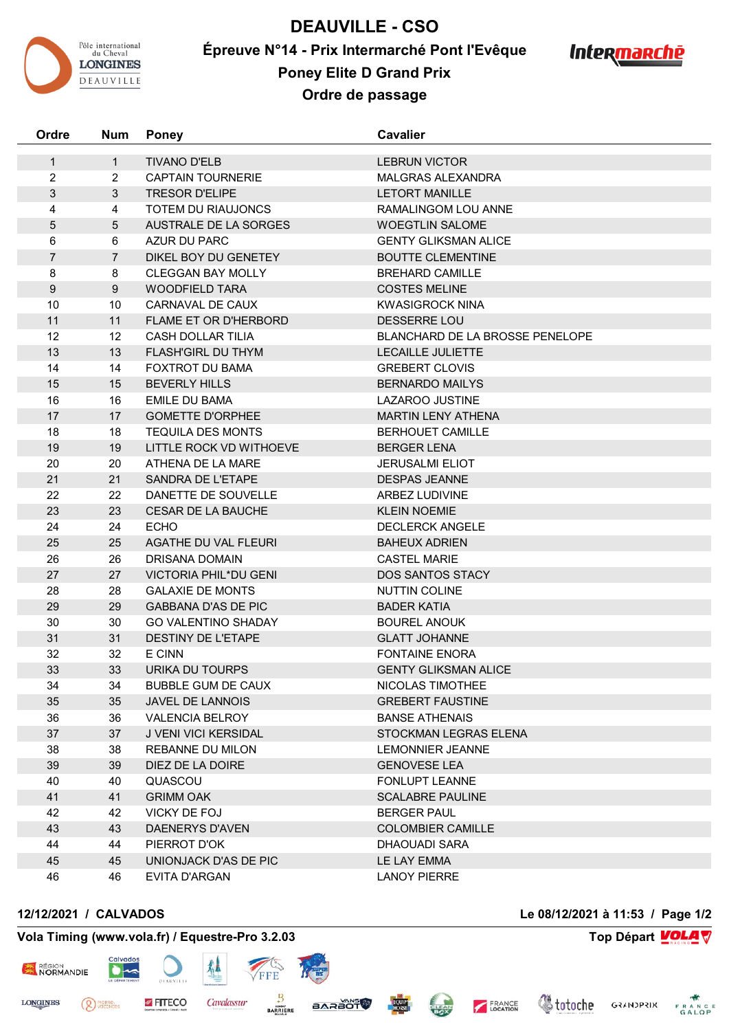# DEAUVILLE - CSO

## Épreuve N°14 - Prix Intermarché Pont l'Evêque

## Poney Elite D Grand Prix

## Ordre de passage

| Ordre | Num | Poney | Cavalier |
|---|---|---|---|
| 1 | 1 | TIVANO D'ELB | LEBRUN VICTOR |
| 2 | 2 | CAPTAIN TOURNERIE | MALGRAS ALEXANDRA |
| 3 | 3 | TRESOR D'ELIPE | LETORT MANILLE |
| 4 | 4 | TOTEM DU RIAUJONCS | RAMALINGOM LOU ANNE |
| 5 | 5 | AUSTRALE DE LA SORGES | WOEGTLIN SALOME |
| 6 | 6 | AZUR DU PARC | GENTY GLIKSMAN ALICE |
| 7 | 7 | DIKEL BOY DU GENETEY | BOUTTE CLEMENTINE |
| 8 | 8 | CLEGGAN BAY MOLLY | BREHARD CAMILLE |
| 9 | 9 | WOODFIELD TARA | COSTES MELINE |
| 10 | 10 | CARNAVAL DE CAUX | KWASIGROCK NINA |
| 11 | 11 | FLAME ET OR D'HERBORD | DESSERRE LOU |
| 12 | 12 | CASH DOLLAR TILIA | BLANCHARD DE LA BROSSE PENELOPE |
| 13 | 13 | FLASH'GIRL DU THYM | LECAILLE JULIETTE |
| 14 | 14 | FOXTROT DU BAMA | GREBERT CLOVIS |
| 15 | 15 | BEVERLY HILLS | BERNARDO MAILYS |
| 16 | 16 | EMILE DU BAMA | LAZAROO JUSTINE |
| 17 | 17 | GOMETTE D'ORPHEE | MARTIN LENY ATHENA |
| 18 | 18 | TEQUILA DES MONTS | BERHOUET CAMILLE |
| 19 | 19 | LITTLE ROCK VD WITHOEVE | BERGER LENA |
| 20 | 20 | ATHENA DE LA MARE | JERUSALMI ELIOT |
| 21 | 21 | SANDRA DE L'ETAPE | DESPAS JEANNE |
| 22 | 22 | DANETTE DE SOUVELLE | ARBEZ LUDIVINE |
| 23 | 23 | CESAR DE LA BAUCHE | KLEIN NOEMIE |
| 24 | 24 | ECHO | DECLERCK ANGELE |
| 25 | 25 | AGATHE DU VAL FLEURI | BAHEUX ADRIEN |
| 26 | 26 | DRISANA DOMAIN | CASTEL MARIE |
| 27 | 27 | VICTORIA PHIL*DU GENI | DOS SANTOS STACY |
| 28 | 28 | GALAXIE DE MONTS | NUTTIN COLINE |
| 29 | 29 | GABBANA D'AS DE PIC | BADER KATIA |
| 30 | 30 | GO VALENTINO SHADAY | BOUREL ANOUK |
| 31 | 31 | DESTINY DE L'ETAPE | GLATT JOHANNE |
| 32 | 32 | E CINN | FONTAINE ENORA |
| 33 | 33 | URIKA DU TOURPS | GENTY GLIKSMAN ALICE |
| 34 | 34 | BUBBLE GUM DE CAUX | NICOLAS TIMOTHEE |
| 35 | 35 | JAVEL DE LANNOIS | GREBERT FAUSTINE |
| 36 | 36 | VALENCIA BELROY | BANSE ATHENAIS |
| 37 | 37 | J VENI VICI KERSIDAL | STOCKMAN LEGRAS ELENA |
| 38 | 38 | REBANNE DU MILON | LEMONNIER JEANNE |
| 39 | 39 | DIEZ DE LA DOIRE | GENOVESE LEA |
| 40 | 40 | QUASCOU | FONLUPT LEANNE |
| 41 | 41 | GRIMM OAK | SCALABRE PAULINE |
| 42 | 42 | VICKY DE FOJ | BERGER PAUL |
| 43 | 43 | DAENERYS D'AVEN | COLOMBIER CAMILLE |
| 44 | 44 | PIERROT D'OK | DHAOUADI SARA |
| 45 | 45 | UNIONJACK D'AS DE PIC | LE LAY EMMA |
| 46 | 46 | EVITA D'ARGAN | LANOY PIERRE |

**12/12/2021 / CALVADOS** — **Le 08/12/2021 à 11:53**

**Vola Timing (www.vola.fr) / Equestre-Pro 3.2.03** — **Top Départ**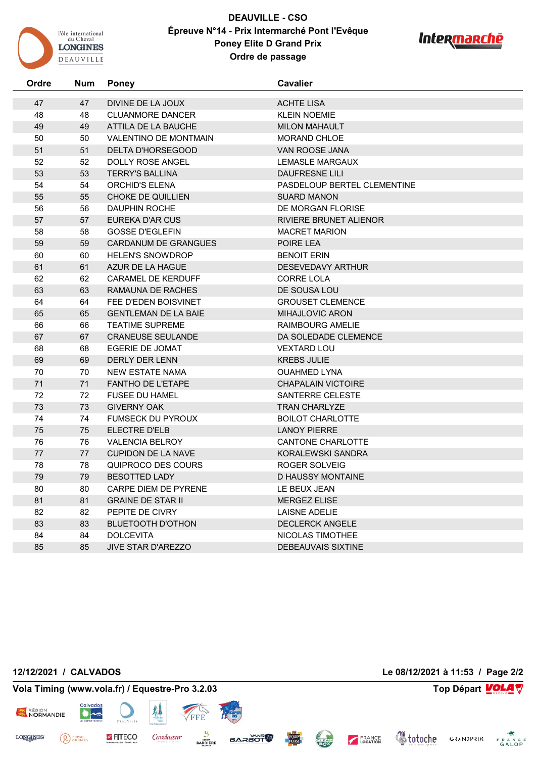# DEAUVILLE - CSO

## Épreuve N°14 - Prix Intermarché Pont l'Evêque

## Poney Elite D Grand Prix

## Ordre de passage

| Ordre | Num | Poney | Cavalier |
|---|---|---|---|
| 47 | 47 | DIVINE DE LA JOUX | ACHTE LISA |
| 48 | 48 | CLUANMORE DANCER | KLEIN NOEMIE |
| 49 | 49 | ATTILA DE LA BAUCHE | MILON MAHAULT |
| 50 | 50 | VALENTINO DE MONTMAIN | MORAND CHLOE |
| 51 | 51 | DELTA D'HORSEGOOD | VAN ROOSE JANA |
| 52 | 52 | DOLLY ROSE ANGEL | LEMASLE MARGAUX |
| 53 | 53 | TERRY'S BALLINA | DAUFRESNE LILI |
| 54 | 54 | ORCHID'S ELENA | PASDELOUP BERTEL CLEMENTINE |
| 55 | 55 | CHOKE DE QUILLIEN | SUARD MANON |
| 56 | 56 | DAUPHIN ROCHE | DE MORGAN FLORISE |
| 57 | 57 | EUREKA D'AR CUS | RIVIERE BRUNET ALIENOR |
| 58 | 58 | GOSSE D'EGLEFIN | MACRET MARION |
| 59 | 59 | CARDANUM DE GRANGUES | POIRE LEA |
| 60 | 60 | HELEN'S SNOWDROP | BENOIT ERIN |
| 61 | 61 | AZUR DE LA HAGUE | DESEVEDAVY ARTHUR |
| 62 | 62 | CARAMEL DE KERDUFF | CORRE LOLA |
| 63 | 63 | RAMAUNA DE RACHES | DE SOUSA LOU |
| 64 | 64 | FEE D'EDEN BOISVINET | GROUSET CLEMENCE |
| 65 | 65 | GENTLEMAN DE LA BAIE | MIHAJLOVIC ARON |
| 66 | 66 | TEATIME SUPREME | RAIMBOURG AMELIE |
| 67 | 67 | CRANEUSE SEULANDE | DA SOLEDADE CLEMENCE |
| 68 | 68 | EGERIE DE JOMAT | VEXTARD LOU |
| 69 | 69 | DERLY DER LENN | KREBS JULIE |
| 70 | 70 | NEW ESTATE NAMA | OUAHMED LYNA |
| 71 | 71 | FANTHO DE L'ETAPE | CHAPALAIN VICTOIRE |
| 72 | 72 | FUSEE DU HAMEL | SANTERRE CELESTE |
| 73 | 73 | GIVERNY OAK | TRAN CHARLYZE |
| 74 | 74 | FUMSECK DU PYROUX | BOILOT CHARLOTTE |
| 75 | 75 | ELECTRE D'ELB | LANOY PIERRE |
| 76 | 76 | VALENCIA BELROY | CANTONE CHARLOTTE |
| 77 | 77 | CUPIDON DE LA NAVE | KORALEWSKI SANDRA |
| 78 | 78 | QUIPROCO DES COURS | ROGER SOLVEIG |
| 79 | 79 | BESOTTED LADY | D HAUSSY MONTAINE |
| 80 | 80 | CARPE DIEM DE PYRENE | LE BEUX JEAN |
| 81 | 81 | GRAINE DE STAR II | MERGEZ ELISE |
| 82 | 82 | PEPITE DE CIVRY | LAISNE ADELIE |
| 83 | 83 | BLUETOOTH D'OTHON | DECLERCK ANGELE |
| 84 | 84 | DOLCEVITA | NICOLAS TIMOTHEE |
| 85 | 85 | JIVE STAR D'AREZZO | DEBEAUVAIS SIXTINE |

**12/12/2021 / CALVADOS** — **Le 08/12/2021 à 11:53**

**Vola Timing (www.vola.fr) / Equestre-Pro 3.2.03** — **Top Départ**